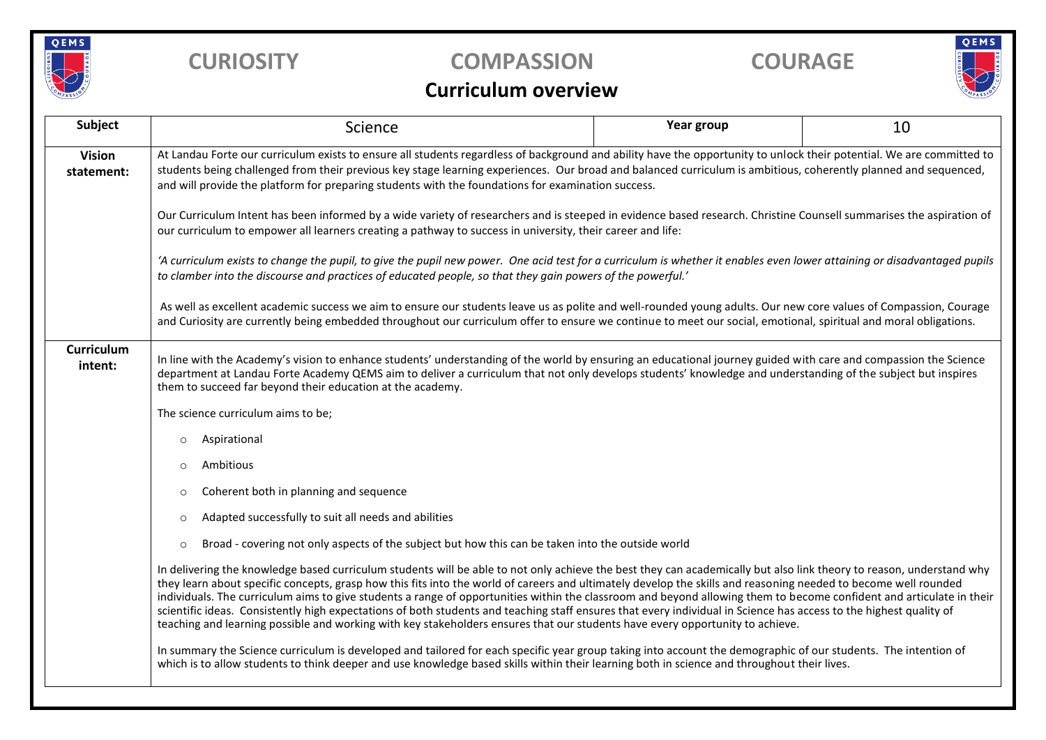**CURIOSITY** **COMPASSION** **COURAGE**

# Curriculum overview

| Subject | Science | Year group | 10 |
|---|---|---|---|
| **Vision statement:** | At Landau Forte our curriculum exists to ensure all students regardless of background and ability have the opportunity to unlock their potential. We are committed to students being challenged from their previous key stage learning experiences. Our broad and balanced curriculum is ambitious, coherently planned and sequenced, and will provide the platform for preparing students with the foundations for examination success.<br><br>Our Curriculum Intent has been informed by a wide variety of researchers and is steeped in evidence based research. Christine Counsell summarises the aspiration of our curriculum to empower all learners creating a pathway to success in university, their career and life:<br><br>*'A curriculum exists to change the pupil, to give the pupil new power. One acid test for a curriculum is whether it enables even lower attaining or disadvantaged pupils to clamber into the discourse and practices of educated people, so that they gain powers of the powerful.'*<br><br>As well as excellent academic success we aim to ensure our students leave us as polite and well-rounded young adults. Our new core values of Compassion, Courage and Curiosity are currently being embedded throughout our curriculum offer to ensure we continue to meet our social, emotional, spiritual and moral obligations. | | |
| **Curriculum intent:** | In line with the Academy's vision to enhance students' understanding of the world by ensuring an educational journey guided with care and compassion the Science department at Landau Forte Academy QEMS aim to deliver a curriculum that not only develops students' knowledge and understanding of the subject but inspires them to succeed far beyond their education at the academy.<br><br>The science curriculum aims to be;<br><br>o Aspirational<br>o Ambitious<br>o Coherent both in planning and sequence<br>o Adapted successfully to suit all needs and abilities<br>o Broad - covering not only aspects of the subject but how this can be taken into the outside world<br><br>In delivering the knowledge based curriculum students will be able to not only achieve the best they can academically but also link theory to reason, understand why they learn about specific concepts, grasp how this fits into the world of careers and ultimately develop the skills and reasoning needed to become well rounded individuals. The curriculum aims to give students a range of opportunities within the classroom and beyond allowing them to become confident and articulate in their scientific ideas. Consistently high expectations of both students and teaching staff ensures that every individual in Science has access to the highest quality of teaching and learning possible and working with key stakeholders ensures that our students have every opportunity to achieve.<br><br>In summary the Science curriculum is developed and tailored for each specific year group taking into account the demographic of our students. The intention of which is to allow students to think deeper and use knowledge based skills within their learning both in science and throughout their lives. | | |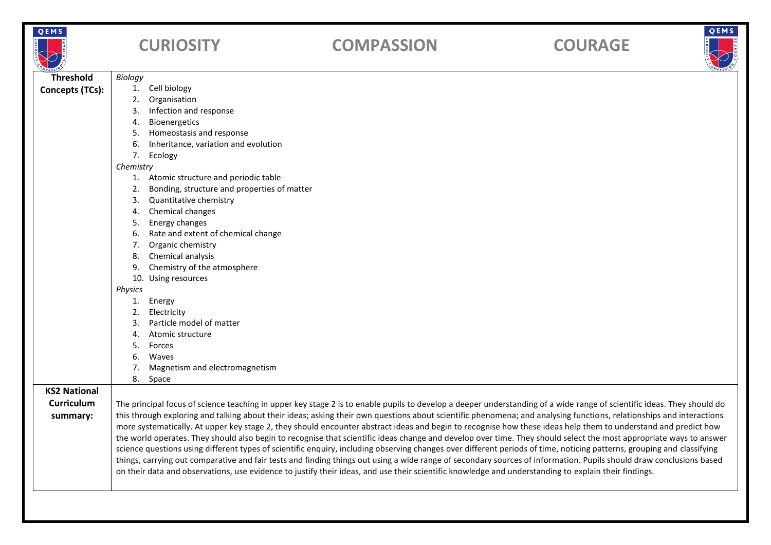**CURIOSITY** **COMPASSION** **COURAGE**

| | |
|---|---|
| **Threshold Concepts (TCs):** | *Biology*<br>1. Cell biology<br>2. Organisation<br>3. Infection and response<br>4. Bioenergetics<br>5. Homeostasis and response<br>6. Inheritance, variation and evolution<br>7. Ecology<br>*Chemistry*<br>1. Atomic structure and periodic table<br>2. Bonding, structure and properties of matter<br>3. Quantitative chemistry<br>4. Chemical changes<br>5. Energy changes<br>6. Rate and extent of chemical change<br>7. Organic chemistry<br>8. Chemical analysis<br>9. Chemistry of the atmosphere<br>10. Using resources<br>*Physics*<br>1. Energy<br>2. Electricity<br>3. Particle model of matter<br>4. Atomic structure<br>5. Forces<br>6. Waves<br>7. Magnetism and electromagnetism<br>8. Space |
| **KS2 National Curriculum summary:** | The principal focus of science teaching in upper key stage 2 is to enable pupils to develop a deeper understanding of a wide range of scientific ideas. They should do this through exploring and talking about their ideas; asking their own questions about scientific phenomena; and analysing functions, relationships and interactions more systematically. At upper key stage 2, they should encounter abstract ideas and begin to recognise how these ideas help them to understand and predict how the world operates. They should also begin to recognise that scientific ideas change and develop over time. They should select the most appropriate ways to answer science questions using different types of scientific enquiry, including observing changes over different periods of time, noticing patterns, grouping and classifying things, carrying out comparative and fair tests and finding things out using a wide range of secondary sources of information. Pupils should draw conclusions based on their data and observations, use evidence to justify their ideas, and use their scientific knowledge and understanding to explain their findings. |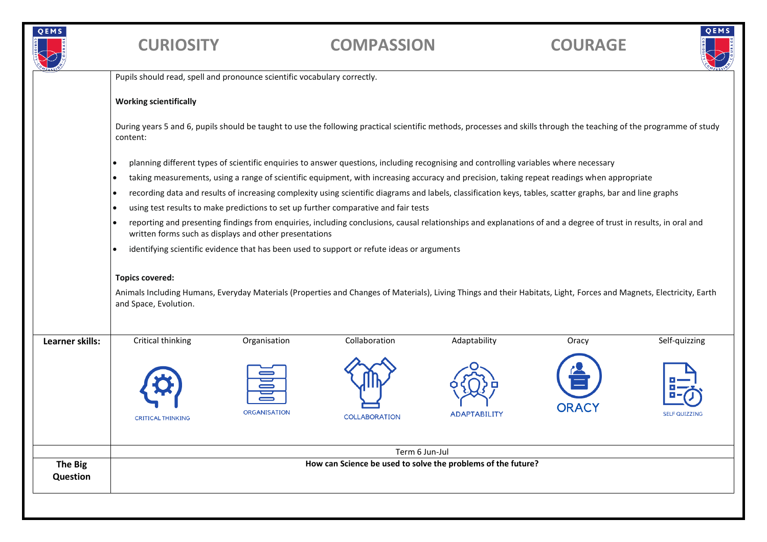# CURIOSITY COMPASSION COURAGE

Pupils should read, spell and pronounce scientific vocabulary correctly.

**Working scientifically**

During years 5 and 6, pupils should be taught to use the following practical scientific methods, processes and skills through the teaching of the programme of study content:

- planning different types of scientific enquiries to answer questions, including recognising and controlling variables where necessary
- taking measurements, using a range of scientific equipment, with increasing accuracy and precision, taking repeat readings when appropriate
- recording data and results of increasing complexity using scientific diagrams and labels, classification keys, tables, scatter graphs, bar and line graphs
- using test results to make predictions to set up further comparative and fair tests
- reporting and presenting findings from enquiries, including conclusions, causal relationships and explanations of and a degree of trust in results, in oral and written forms such as displays and other presentations
- identifying scientific evidence that has been used to support or refute ideas or arguments

**Topics covered:**

Animals Including Humans, Everyday Materials (Properties and Changes of Materials), Living Things and their Habitats, Light, Forces and Magnets, Electricity, Earth and Space, Evolution.

| **Learner skills:** | Critical thinking | Organisation | Collaboration | Adaptability | Oracy | Self-quizzing |
|---|---|---|---|---|---|---|
| | CRITICAL THINKING | ORGANISATION | COLLABORATION | ADAPTABILITY | ORACY | SELF QUIZZING |

| | Term 6 Jun-Jul |
|---|---|
| **The Big Question** | **How can Science be used to solve the problems of the future?** |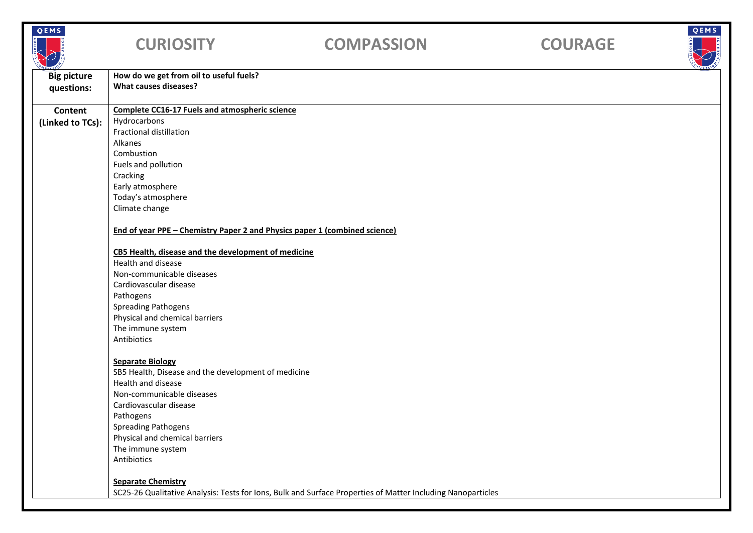# CURIOSITY COMPASSION COURAGE

| | |
|---|---|
| **Big picture questions:** | **How do we get from oil to useful fuels?**<br>**What causes diseases?** |
| **Content (Linked to TCs):** | **Complete CC16-17 Fuels and atmospheric science**<br>Hydrocarbons<br>Fractional distillation<br>Alkanes<br>Combustion<br>Fuels and pollution<br>Cracking<br>Early atmosphere<br>Today's atmosphere<br>Climate change<br><br>**End of year PPE – Chemistry Paper 2 and Physics paper 1 (combined science)**<br><br>**CB5 Health, disease and the development of medicine**<br>Health and disease<br>Non-communicable diseases<br>Cardiovascular disease<br>Pathogens<br>Spreading Pathogens<br>Physical and chemical barriers<br>The immune system<br>Antibiotics<br><br>**Separate Biology**<br>SB5 Health, Disease and the development of medicine<br>Health and disease<br>Non-communicable diseases<br>Cardiovascular disease<br>Pathogens<br>Spreading Pathogens<br>Physical and chemical barriers<br>The immune system<br>Antibiotics<br><br>**Separate Chemistry**<br>SC25-26 Qualitative Analysis: Tests for Ions, Bulk and Surface Properties of Matter Including Nanoparticles |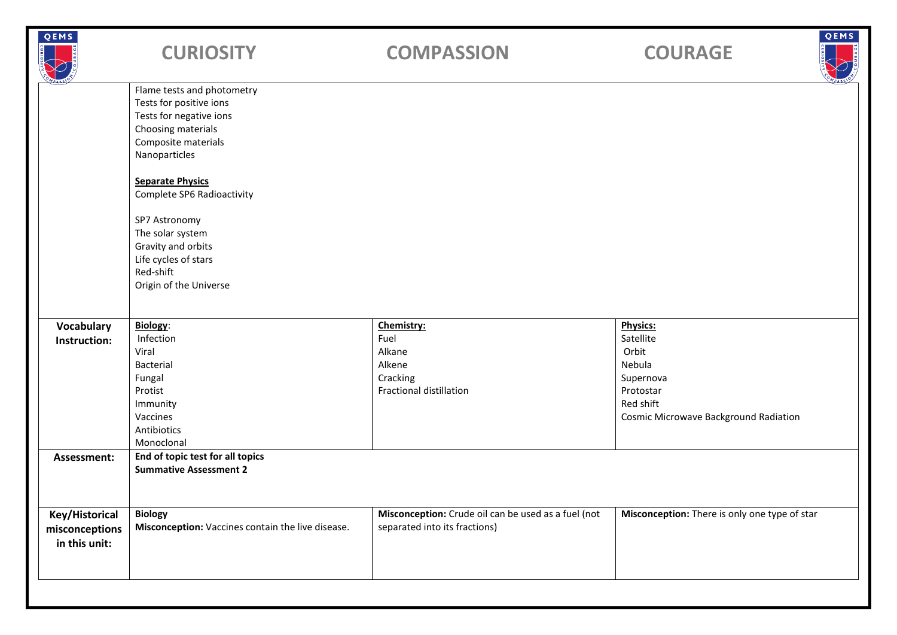# CURIOSITY COMPASSION COURAGE

| | | | |
|---|---|---|---|
| | Flame tests and photometry<br>Tests for positive ions<br>Tests for negative ions<br>Choosing materials<br>Composite materials<br>Nanoparticles<br><br>**Separate Physics**<br>Complete SP6 Radioactivity<br><br>SP7 Astronomy<br>The solar system<br>Gravity and orbits<br>Life cycles of stars<br>Red-shift<br>Origin of the Universe | | |
| **Vocabulary Instruction:** | **Biology**:<br>Infection<br>Viral<br>Bacterial<br>Fungal<br>Protist<br>Immunity<br>Vaccines<br>Antibiotics<br>Monoclonal | **Chemistry:**<br>Fuel<br>Alkane<br>Alkene<br>Cracking<br>Fractional distillation | **Physics:**<br>Satellite<br>Orbit<br>Nebula<br>Supernova<br>Protostar<br>Red shift<br>Cosmic Microwave Background Radiation |
| **Assessment:** | **End of topic test for all topics**<br>**Summative Assessment 2** | | |
| **Key/Historical misconceptions in this unit:** | **Biology**<br>**Misconception:** Vaccines contain the live disease. | **Misconception:** Crude oil can be used as a fuel (not separated into its fractions) | **Misconception:** There is only one type of star |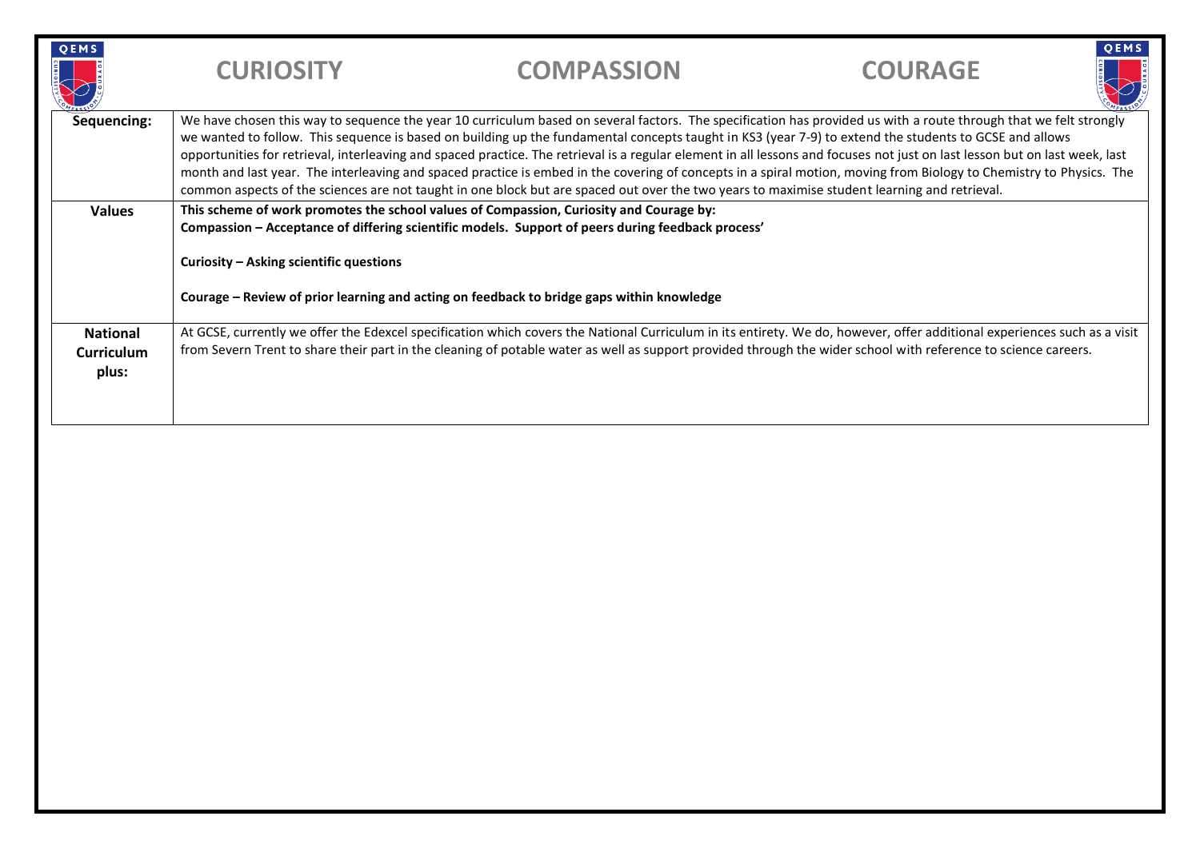CURIOSITY COMPASSION COURAGE

| | |
|---|---|
| **Sequencing:** | We have chosen this way to sequence the year 10 curriculum based on several factors. The specification has provided us with a route through that we felt strongly we wanted to follow. This sequence is based on building up the fundamental concepts taught in KS3 (year 7-9) to extend the students to GCSE and allows opportunities for retrieval, interleaving and spaced practice. The retrieval is a regular element in all lessons and focuses not just on last lesson but on last week, last month and last year. The interleaving and spaced practice is embed in the covering of concepts in a spiral motion, moving from Biology to Chemistry to Physics. The common aspects of the sciences are not taught in one block but are spaced out over the two years to maximise student learning and retrieval. |
| **Values** | **This scheme of work promotes the school values of Compassion, Curiosity and Courage by:**<br>**Compassion – Acceptance of differing scientific models. Support of peers during feedback process'**<br><br>**Curiosity – Asking scientific questions**<br><br>**Courage – Review of prior learning and acting on feedback to bridge gaps within knowledge** |
| **National Curriculum plus:** | At GCSE, currently we offer the Edexcel specification which covers the National Curriculum in its entirety. We do, however, offer additional experiences such as a visit from Severn Trent to share their part in the cleaning of potable water as well as support provided through the wider school with reference to science careers. |